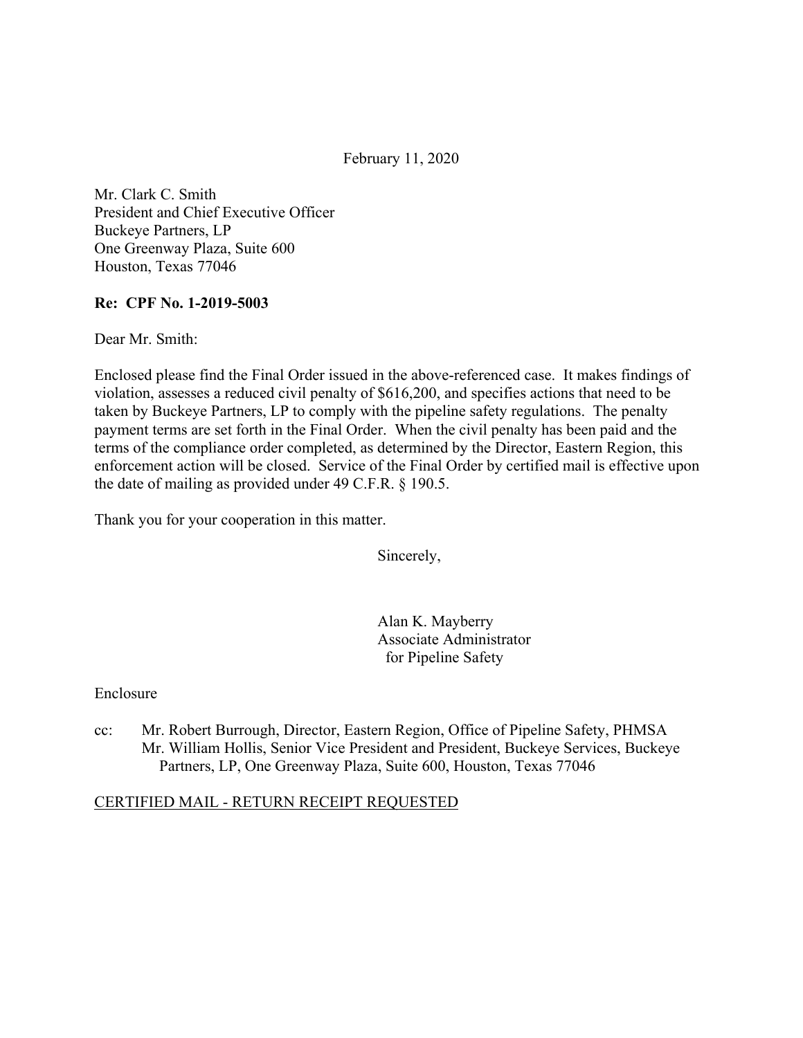February 11, 2020

Mr. Clark C. Smith
President and Chief Executive Officer
Buckeye Partners, LP
One Greenway Plaza, Suite 600
Houston, Texas 77046

**Re: CPF No. 1-2019-5003**

Dear Mr. Smith:

Enclosed please find the Final Order issued in the above-referenced case. It makes findings of violation, assesses a reduced civil penalty of $616,200, and specifies actions that need to be taken by Buckeye Partners, LP to comply with the pipeline safety regulations. The penalty payment terms are set forth in the Final Order. When the civil penalty has been paid and the terms of the compliance order completed, as determined by the Director, Eastern Region, this enforcement action will be closed. Service of the Final Order by certified mail is effective upon the date of mailing as provided under 49 C.F.R. § 190.5.

Thank you for your cooperation in this matter.

Sincerely,

Alan K. Mayberry
Associate Administrator
for Pipeline Safety

Enclosure

cc: Mr. Robert Burrough, Director, Eastern Region, Office of Pipeline Safety, PHMSA
Mr. William Hollis, Senior Vice President and President, Buckeye Services, Buckeye Partners, LP, One Greenway Plaza, Suite 600, Houston, Texas 77046

CERTIFIED MAIL - RETURN RECEIPT REQUESTED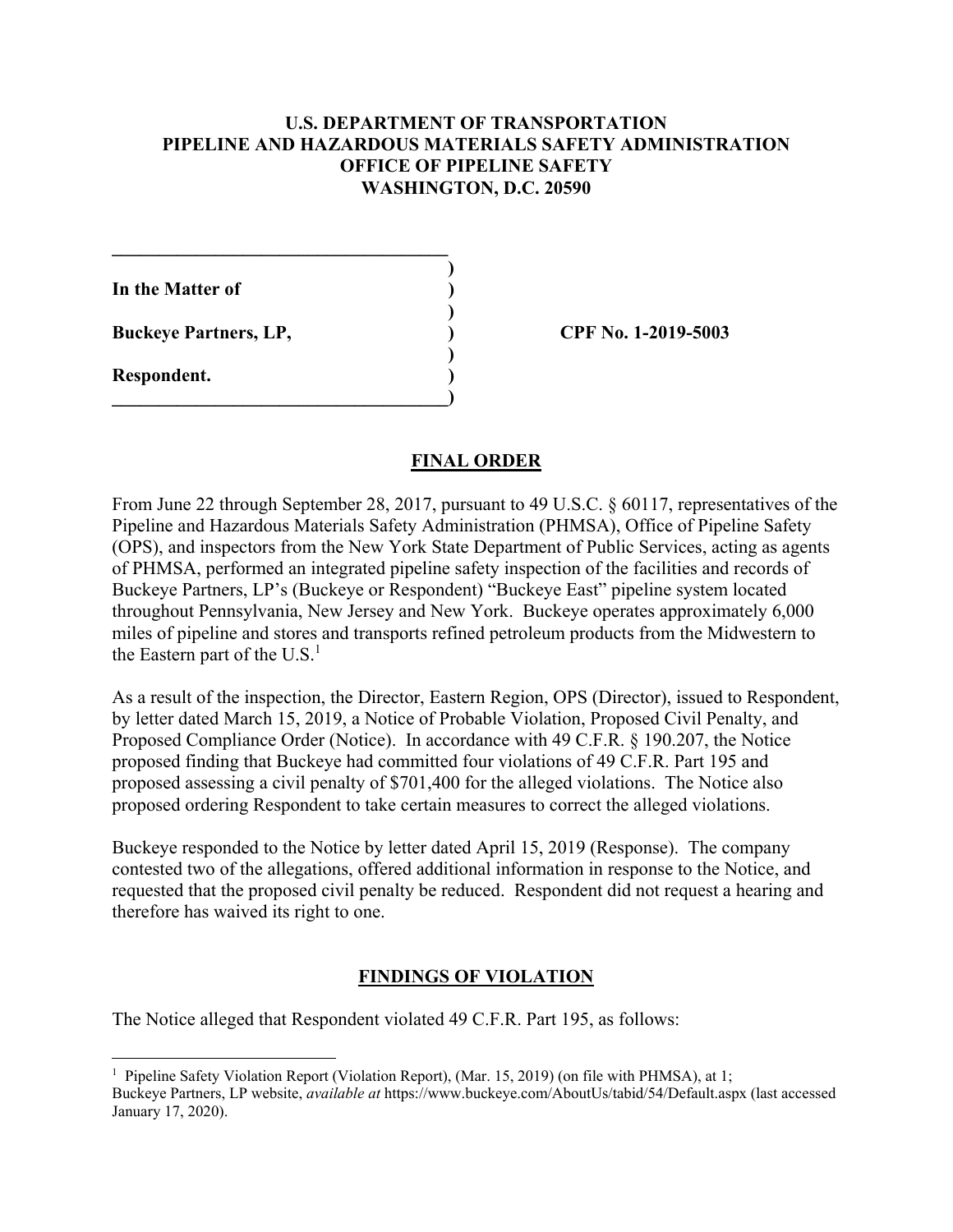**U.S. DEPARTMENT OF TRANSPORTATION**
**PIPELINE AND HAZARDOUS MATERIALS SAFETY ADMINISTRATION**
**OFFICE OF PIPELINE SAFETY**
**WASHINGTON, D.C. 20590**

| | |
|---|---|
| **In the Matter of** | |
| **Buckeye Partners, LP,** | **CPF No. 1-2019-5003** |
| **Respondent.** | |

## FINAL ORDER

From June 22 through September 28, 2017, pursuant to 49 U.S.C. § 60117, representatives of the Pipeline and Hazardous Materials Safety Administration (PHMSA), Office of Pipeline Safety (OPS), and inspectors from the New York State Department of Public Services, acting as agents of PHMSA, performed an integrated pipeline safety inspection of the facilities and records of Buckeye Partners, LP's (Buckeye or Respondent) "Buckeye East" pipeline system located throughout Pennsylvania, New Jersey and New York. Buckeye operates approximately 6,000 miles of pipeline and stores and transports refined petroleum products from the Midwestern to the Eastern part of the U.S.[1]

As a result of the inspection, the Director, Eastern Region, OPS (Director), issued to Respondent, by letter dated March 15, 2019, a Notice of Probable Violation, Proposed Civil Penalty, and Proposed Compliance Order (Notice). In accordance with 49 C.F.R. § 190.207, the Notice proposed finding that Buckeye had committed four violations of 49 C.F.R. Part 195 and proposed assessing a civil penalty of $701,400 for the alleged violations. The Notice also proposed ordering Respondent to take certain measures to correct the alleged violations.

Buckeye responded to the Notice by letter dated April 15, 2019 (Response). The company contested two of the allegations, offered additional information in response to the Notice, and requested that the proposed civil penalty be reduced. Respondent did not request a hearing and therefore has waived its right to one.

## FINDINGS OF VIOLATION

The Notice alleged that Respondent violated 49 C.F.R. Part 195, as follows:

[1] Pipeline Safety Violation Report (Violation Report), (Mar. 15, 2019) (on file with PHMSA), at 1; Buckeye Partners, LP website, *available at* https://www.buckeye.com/AboutUs/tabid/54/Default.aspx (last accessed January 17, 2020).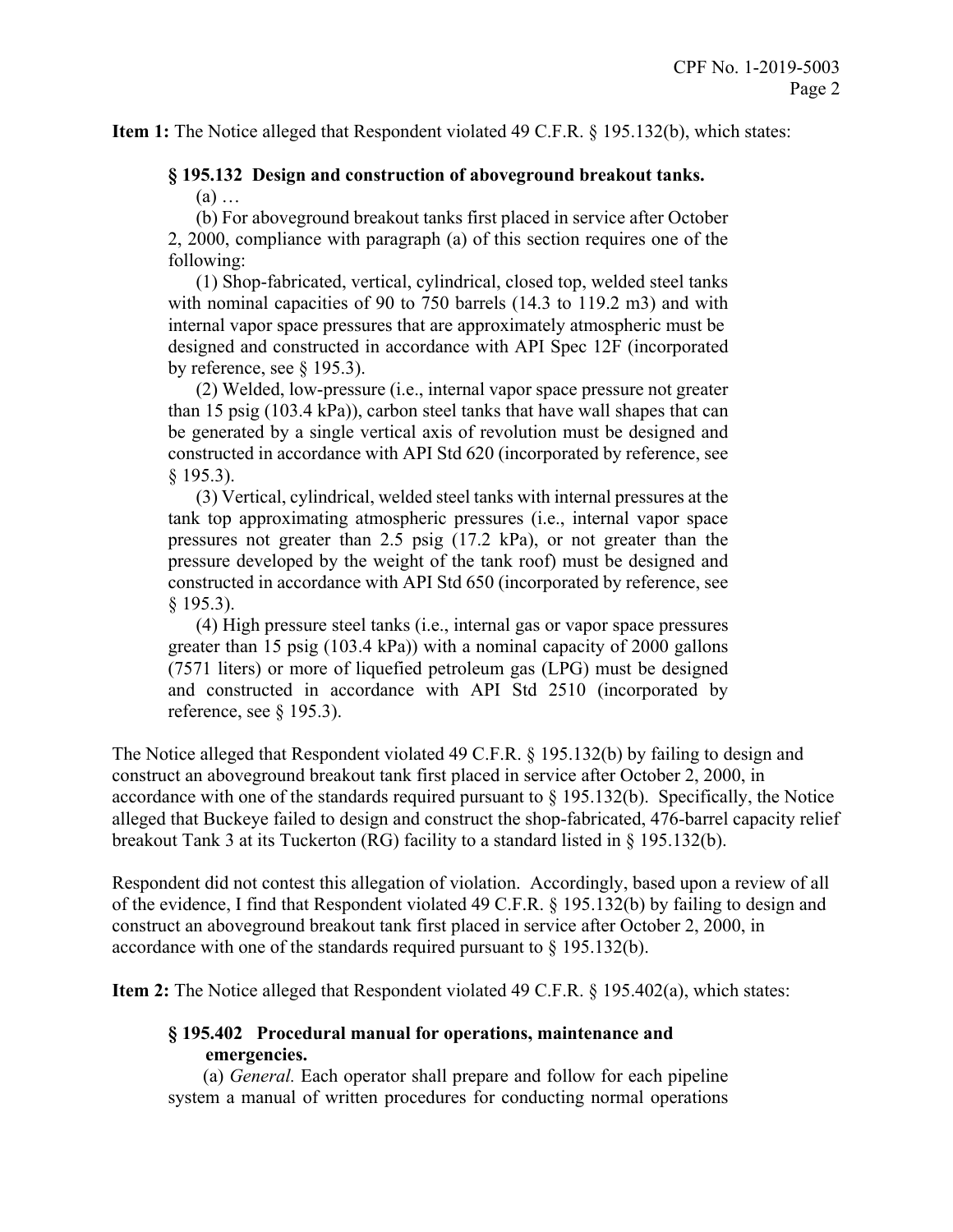**Item 1:** The Notice alleged that Respondent violated 49 C.F.R. § 195.132(b), which states:

> **§ 195.132 Design and construction of aboveground breakout tanks.**
>
> (a) …
>
> (b) For aboveground breakout tanks first placed in service after October 2, 2000, compliance with paragraph (a) of this section requires one of the following:
>
> (1) Shop-fabricated, vertical, cylindrical, closed top, welded steel tanks with nominal capacities of 90 to 750 barrels (14.3 to 119.2 m3) and with internal vapor space pressures that are approximately atmospheric must be designed and constructed in accordance with API Spec 12F (incorporated by reference, see § 195.3).
>
> (2) Welded, low-pressure (i.e., internal vapor space pressure not greater than 15 psig (103.4 kPa)), carbon steel tanks that have wall shapes that can be generated by a single vertical axis of revolution must be designed and constructed in accordance with API Std 620 (incorporated by reference, see § 195.3).
>
> (3) Vertical, cylindrical, welded steel tanks with internal pressures at the tank top approximating atmospheric pressures (i.e., internal vapor space pressures not greater than 2.5 psig (17.2 kPa), or not greater than the pressure developed by the weight of the tank roof) must be designed and constructed in accordance with API Std 650 (incorporated by reference, see § 195.3).
>
> (4) High pressure steel tanks (i.e., internal gas or vapor space pressures greater than 15 psig (103.4 kPa)) with a nominal capacity of 2000 gallons (7571 liters) or more of liquefied petroleum gas (LPG) must be designed and constructed in accordance with API Std 2510 (incorporated by reference, see § 195.3).

The Notice alleged that Respondent violated 49 C.F.R. § 195.132(b) by failing to design and construct an aboveground breakout tank first placed in service after October 2, 2000, in accordance with one of the standards required pursuant to § 195.132(b). Specifically, the Notice alleged that Buckeye failed to design and construct the shop-fabricated, 476-barrel capacity relief breakout Tank 3 at its Tuckerton (RG) facility to a standard listed in § 195.132(b).

Respondent did not contest this allegation of violation. Accordingly, based upon a review of all of the evidence, I find that Respondent violated 49 C.F.R. § 195.132(b) by failing to design and construct an aboveground breakout tank first placed in service after October 2, 2000, in accordance with one of the standards required pursuant to § 195.132(b).

**Item 2:** The Notice alleged that Respondent violated 49 C.F.R. § 195.402(a), which states:

> **§ 195.402 Procedural manual for operations, maintenance and emergencies.**
>
> (a) *General.* Each operator shall prepare and follow for each pipeline system a manual of written procedures for conducting normal operations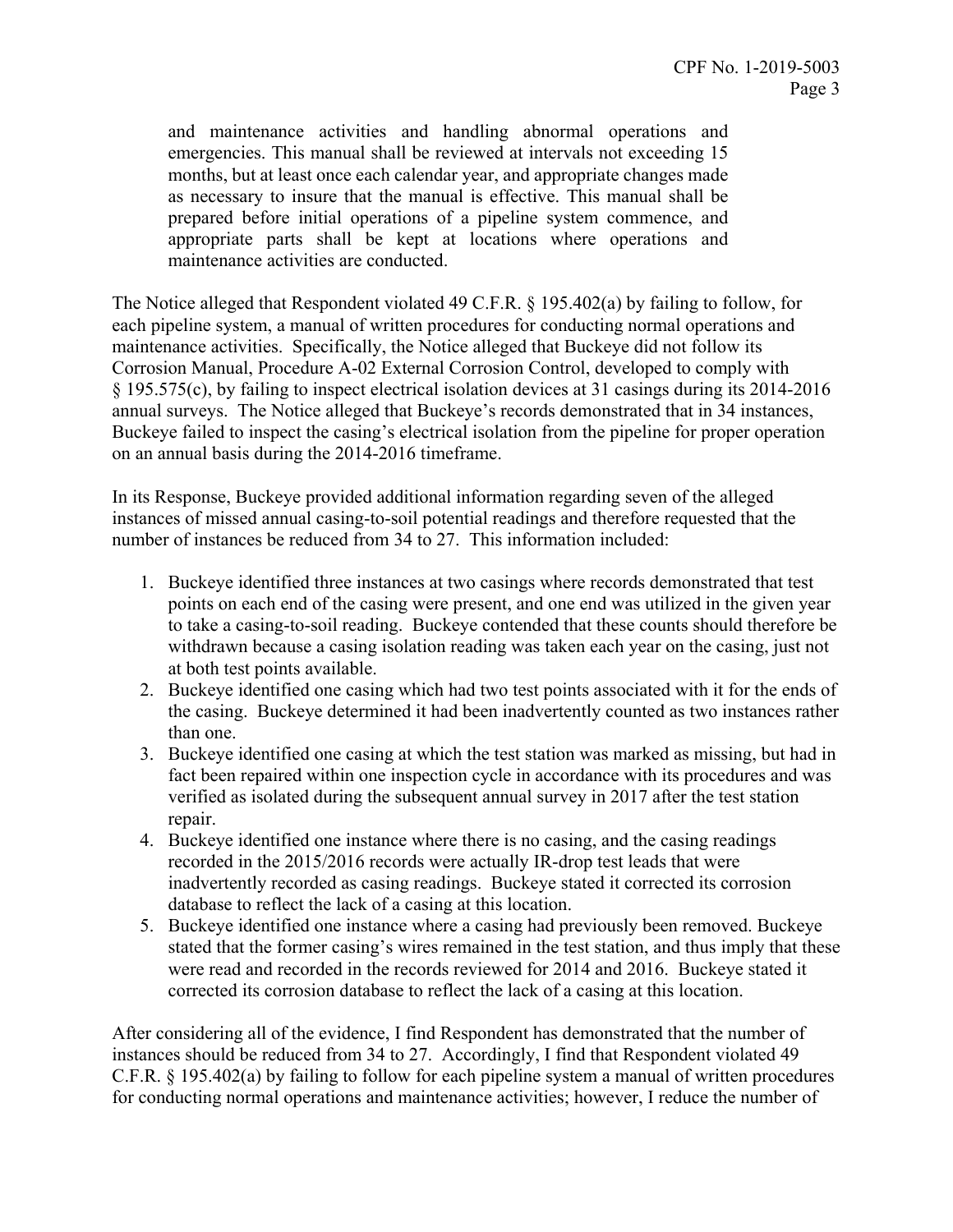> and maintenance activities and handling abnormal operations and emergencies. This manual shall be reviewed at intervals not exceeding 15 months, but at least once each calendar year, and appropriate changes made as necessary to insure that the manual is effective. This manual shall be prepared before initial operations of a pipeline system commence, and appropriate parts shall be kept at locations where operations and maintenance activities are conducted.

The Notice alleged that Respondent violated 49 C.F.R. § 195.402(a) by failing to follow, for each pipeline system, a manual of written procedures for conducting normal operations and maintenance activities. Specifically, the Notice alleged that Buckeye did not follow its Corrosion Manual, Procedure A-02 External Corrosion Control, developed to comply with § 195.575(c), by failing to inspect electrical isolation devices at 31 casings during its 2014-2016 annual surveys. The Notice alleged that Buckeye's records demonstrated that in 34 instances, Buckeye failed to inspect the casing's electrical isolation from the pipeline for proper operation on an annual basis during the 2014-2016 timeframe.

In its Response, Buckeye provided additional information regarding seven of the alleged instances of missed annual casing-to-soil potential readings and therefore requested that the number of instances be reduced from 34 to 27. This information included:

1. Buckeye identified three instances at two casings where records demonstrated that test points on each end of the casing were present, and one end was utilized in the given year to take a casing-to-soil reading. Buckeye contended that these counts should therefore be withdrawn because a casing isolation reading was taken each year on the casing, just not at both test points available.
2. Buckeye identified one casing which had two test points associated with it for the ends of the casing. Buckeye determined it had been inadvertently counted as two instances rather than one.
3. Buckeye identified one casing at which the test station was marked as missing, but had in fact been repaired within one inspection cycle in accordance with its procedures and was verified as isolated during the subsequent annual survey in 2017 after the test station repair.
4. Buckeye identified one instance where there is no casing, and the casing readings recorded in the 2015/2016 records were actually IR-drop test leads that were inadvertently recorded as casing readings. Buckeye stated it corrected its corrosion database to reflect the lack of a casing at this location.
5. Buckeye identified one instance where a casing had previously been removed. Buckeye stated that the former casing's wires remained in the test station, and thus imply that these were read and recorded in the records reviewed for 2014 and 2016. Buckeye stated it corrected its corrosion database to reflect the lack of a casing at this location.

After considering all of the evidence, I find Respondent has demonstrated that the number of instances should be reduced from 34 to 27. Accordingly, I find that Respondent violated 49 C.F.R. § 195.402(a) by failing to follow for each pipeline system a manual of written procedures for conducting normal operations and maintenance activities; however, I reduce the number of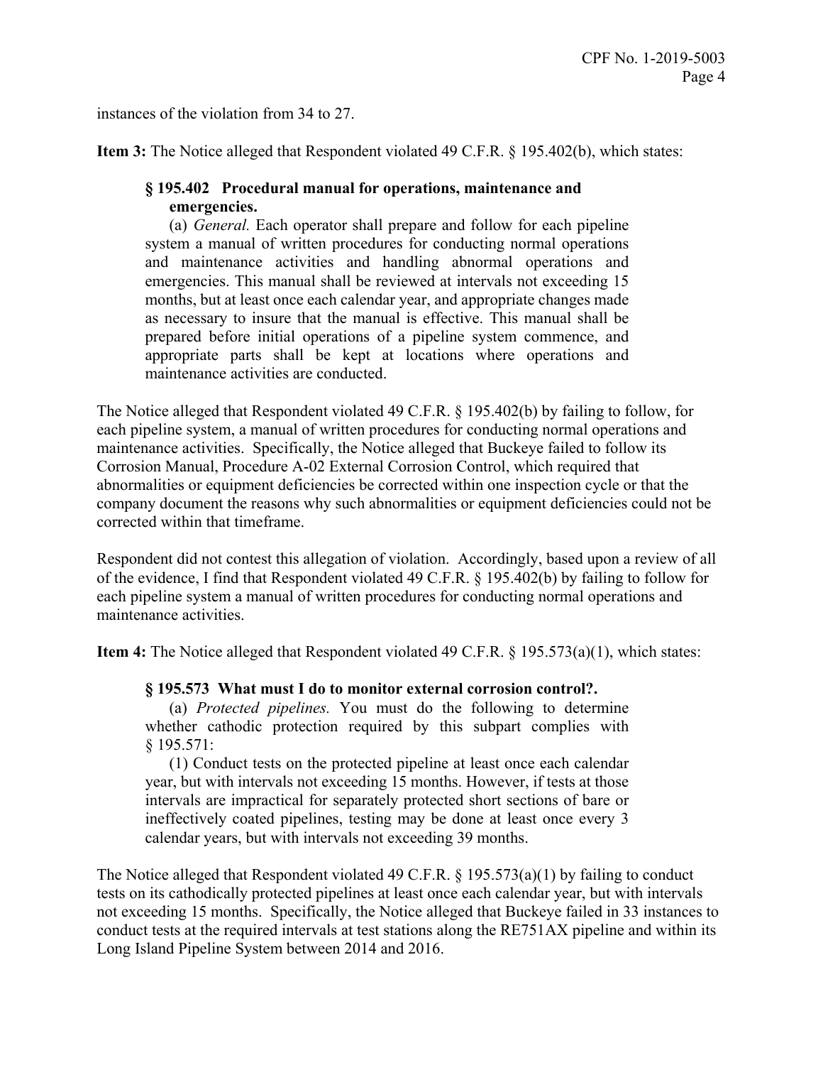instances of the violation from 34 to 27.

**Item 3:** The Notice alleged that Respondent violated 49 C.F.R. § 195.402(b), which states:

> **§ 195.402 Procedural manual for operations, maintenance and emergencies.**
>
> (a) *General.* Each operator shall prepare and follow for each pipeline system a manual of written procedures for conducting normal operations and maintenance activities and handling abnormal operations and emergencies. This manual shall be reviewed at intervals not exceeding 15 months, but at least once each calendar year, and appropriate changes made as necessary to insure that the manual is effective. This manual shall be prepared before initial operations of a pipeline system commence, and appropriate parts shall be kept at locations where operations and maintenance activities are conducted.

The Notice alleged that Respondent violated 49 C.F.R. § 195.402(b) by failing to follow, for each pipeline system, a manual of written procedures for conducting normal operations and maintenance activities. Specifically, the Notice alleged that Buckeye failed to follow its Corrosion Manual, Procedure A-02 External Corrosion Control, which required that abnormalities or equipment deficiencies be corrected within one inspection cycle or that the company document the reasons why such abnormalities or equipment deficiencies could not be corrected within that timeframe.

Respondent did not contest this allegation of violation. Accordingly, based upon a review of all of the evidence, I find that Respondent violated 49 C.F.R. § 195.402(b) by failing to follow for each pipeline system a manual of written procedures for conducting normal operations and maintenance activities.

**Item 4:** The Notice alleged that Respondent violated 49 C.F.R. § 195.573(a)(1), which states:

> **§ 195.573 What must I do to monitor external corrosion control?.**
>
> (a) *Protected pipelines.* You must do the following to determine whether cathodic protection required by this subpart complies with § 195.571:
>
> (1) Conduct tests on the protected pipeline at least once each calendar year, but with intervals not exceeding 15 months. However, if tests at those intervals are impractical for separately protected short sections of bare or ineffectively coated pipelines, testing may be done at least once every 3 calendar years, but with intervals not exceeding 39 months.

The Notice alleged that Respondent violated 49 C.F.R. § 195.573(a)(1) by failing to conduct tests on its cathodically protected pipelines at least once each calendar year, but with intervals not exceeding 15 months. Specifically, the Notice alleged that Buckeye failed in 33 instances to conduct tests at the required intervals at test stations along the RE751AX pipeline and within its Long Island Pipeline System between 2014 and 2016.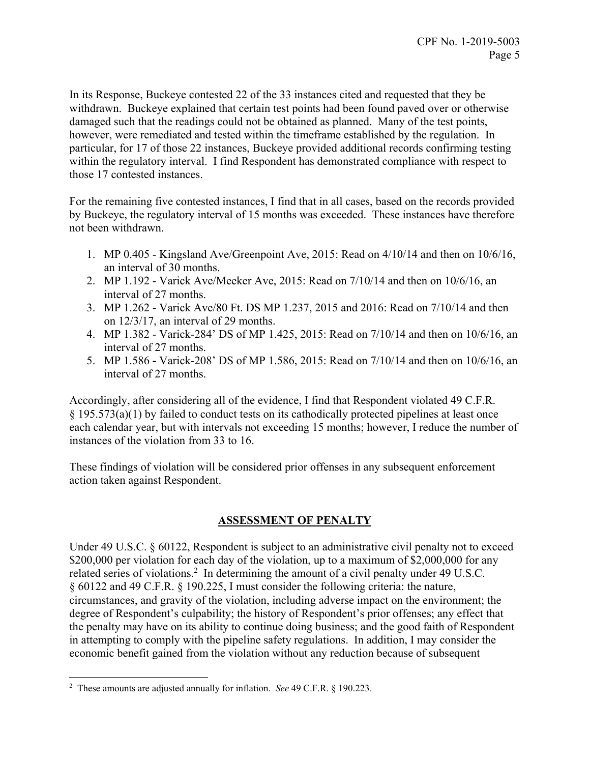In its Response, Buckeye contested 22 of the 33 instances cited and requested that they be withdrawn. Buckeye explained that certain test points had been found paved over or otherwise damaged such that the readings could not be obtained as planned. Many of the test points, however, were remediated and tested within the timeframe established by the regulation. In particular, for 17 of those 22 instances, Buckeye provided additional records confirming testing within the regulatory interval. I find Respondent has demonstrated compliance with respect to those 17 contested instances.

For the remaining five contested instances, I find that in all cases, based on the records provided by Buckeye, the regulatory interval of 15 months was exceeded. These instances have therefore not been withdrawn.

1. MP 0.405 - Kingsland Ave/Greenpoint Ave, 2015: Read on 4/10/14 and then on 10/6/16, an interval of 30 months.
2. MP 1.192 - Varick Ave/Meeker Ave, 2015: Read on 7/10/14 and then on 10/6/16, an interval of 27 months.
3. MP 1.262 - Varick Ave/80 Ft. DS MP 1.237, 2015 and 2016: Read on 7/10/14 and then on 12/3/17, an interval of 29 months.
4. MP 1.382 - Varick-284' DS of MP 1.425, 2015: Read on 7/10/14 and then on 10/6/16, an interval of 27 months.
5. MP 1.586 **-** Varick-208' DS of MP 1.586, 2015: Read on 7/10/14 and then on 10/6/16, an interval of 27 months.

Accordingly, after considering all of the evidence, I find that Respondent violated 49 C.F.R. § 195.573(a)(1) by failed to conduct tests on its cathodically protected pipelines at least once each calendar year, but with intervals not exceeding 15 months; however, I reduce the number of instances of the violation from 33 to 16.

These findings of violation will be considered prior offenses in any subsequent enforcement action taken against Respondent.

## ASSESSMENT OF PENALTY

Under 49 U.S.C. § 60122, Respondent is subject to an administrative civil penalty not to exceed $200,000 per violation for each day of the violation, up to a maximum of $2,000,000 for any related series of violations.[2] In determining the amount of a civil penalty under 49 U.S.C. § 60122 and 49 C.F.R. § 190.225, I must consider the following criteria: the nature, circumstances, and gravity of the violation, including adverse impact on the environment; the degree of Respondent's culpability; the history of Respondent's prior offenses; any effect that the penalty may have on its ability to continue doing business; and the good faith of Respondent in attempting to comply with the pipeline safety regulations. In addition, I may consider the economic benefit gained from the violation without any reduction because of subsequent

---

[2] These amounts are adjusted annually for inflation. *See* 49 C.F.R. § 190.223.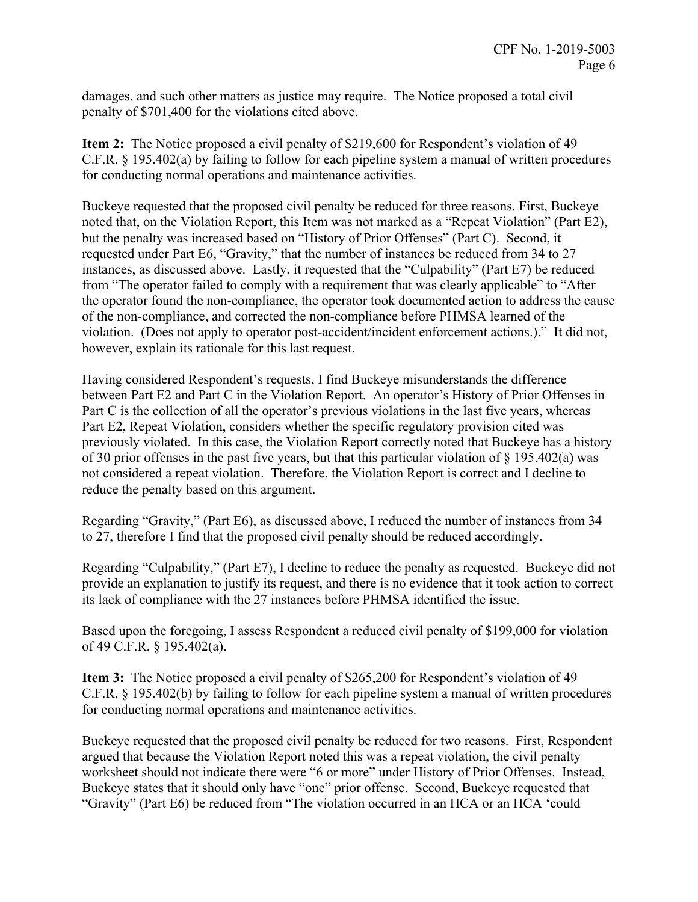damages, and such other matters as justice may require. The Notice proposed a total civil penalty of $701,400 for the violations cited above.

**Item 2:** The Notice proposed a civil penalty of $219,600 for Respondent's violation of 49 C.F.R. § 195.402(a) by failing to follow for each pipeline system a manual of written procedures for conducting normal operations and maintenance activities.

Buckeye requested that the proposed civil penalty be reduced for three reasons. First, Buckeye noted that, on the Violation Report, this Item was not marked as a "Repeat Violation" (Part E2), but the penalty was increased based on "History of Prior Offenses" (Part C). Second, it requested under Part E6, "Gravity," that the number of instances be reduced from 34 to 27 instances, as discussed above. Lastly, it requested that the "Culpability" (Part E7) be reduced from "The operator failed to comply with a requirement that was clearly applicable" to "After the operator found the non-compliance, the operator took documented action to address the cause of the non-compliance, and corrected the non-compliance before PHMSA learned of the violation. (Does not apply to operator post-accident/incident enforcement actions.)." It did not, however, explain its rationale for this last request.

Having considered Respondent's requests, I find Buckeye misunderstands the difference between Part E2 and Part C in the Violation Report. An operator's History of Prior Offenses in Part C is the collection of all the operator's previous violations in the last five years, whereas Part E2, Repeat Violation, considers whether the specific regulatory provision cited was previously violated. In this case, the Violation Report correctly noted that Buckeye has a history of 30 prior offenses in the past five years, but that this particular violation of § 195.402(a) was not considered a repeat violation. Therefore, the Violation Report is correct and I decline to reduce the penalty based on this argument.

Regarding "Gravity," (Part E6), as discussed above, I reduced the number of instances from 34 to 27, therefore I find that the proposed civil penalty should be reduced accordingly.

Regarding "Culpability," (Part E7), I decline to reduce the penalty as requested. Buckeye did not provide an explanation to justify its request, and there is no evidence that it took action to correct its lack of compliance with the 27 instances before PHMSA identified the issue.

Based upon the foregoing, I assess Respondent a reduced civil penalty of $199,000 for violation of 49 C.F.R. § 195.402(a).

**Item 3:** The Notice proposed a civil penalty of $265,200 for Respondent's violation of 49 C.F.R. § 195.402(b) by failing to follow for each pipeline system a manual of written procedures for conducting normal operations and maintenance activities.

Buckeye requested that the proposed civil penalty be reduced for two reasons. First, Respondent argued that because the Violation Report noted this was a repeat violation, the civil penalty worksheet should not indicate there were "6 or more" under History of Prior Offenses. Instead, Buckeye states that it should only have "one" prior offense. Second, Buckeye requested that "Gravity" (Part E6) be reduced from "The violation occurred in an HCA or an HCA 'could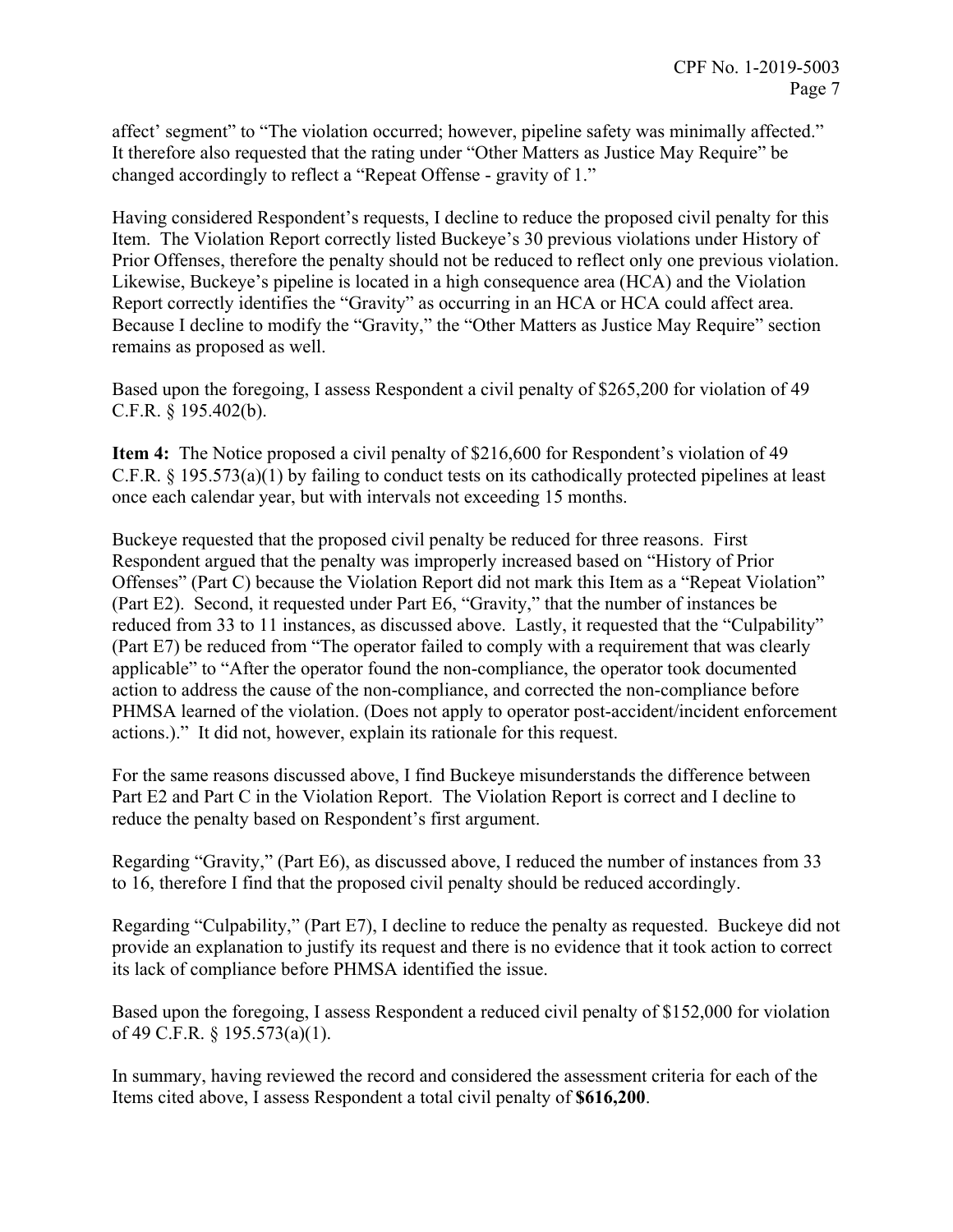affect' segment" to "The violation occurred; however, pipeline safety was minimally affected." It therefore also requested that the rating under "Other Matters as Justice May Require" be changed accordingly to reflect a "Repeat Offense - gravity of 1."

Having considered Respondent's requests, I decline to reduce the proposed civil penalty for this Item. The Violation Report correctly listed Buckeye's 30 previous violations under History of Prior Offenses, therefore the penalty should not be reduced to reflect only one previous violation. Likewise, Buckeye's pipeline is located in a high consequence area (HCA) and the Violation Report correctly identifies the "Gravity" as occurring in an HCA or HCA could affect area. Because I decline to modify the "Gravity," the "Other Matters as Justice May Require" section remains as proposed as well.

Based upon the foregoing, I assess Respondent a civil penalty of $265,200 for violation of 49 C.F.R. § 195.402(b).

**Item 4:** The Notice proposed a civil penalty of $216,600 for Respondent's violation of 49 C.F.R. § 195.573(a)(1) by failing to conduct tests on its cathodically protected pipelines at least once each calendar year, but with intervals not exceeding 15 months.

Buckeye requested that the proposed civil penalty be reduced for three reasons. First Respondent argued that the penalty was improperly increased based on "History of Prior Offenses" (Part C) because the Violation Report did not mark this Item as a "Repeat Violation" (Part E2). Second, it requested under Part E6, "Gravity," that the number of instances be reduced from 33 to 11 instances, as discussed above. Lastly, it requested that the "Culpability" (Part E7) be reduced from "The operator failed to comply with a requirement that was clearly applicable" to "After the operator found the non-compliance, the operator took documented action to address the cause of the non-compliance, and corrected the non-compliance before PHMSA learned of the violation. (Does not apply to operator post-accident/incident enforcement actions.)." It did not, however, explain its rationale for this request.

For the same reasons discussed above, I find Buckeye misunderstands the difference between Part E2 and Part C in the Violation Report. The Violation Report is correct and I decline to reduce the penalty based on Respondent's first argument.

Regarding "Gravity," (Part E6), as discussed above, I reduced the number of instances from 33 to 16, therefore I find that the proposed civil penalty should be reduced accordingly.

Regarding "Culpability," (Part E7), I decline to reduce the penalty as requested. Buckeye did not provide an explanation to justify its request and there is no evidence that it took action to correct its lack of compliance before PHMSA identified the issue.

Based upon the foregoing, I assess Respondent a reduced civil penalty of $152,000 for violation of 49 C.F.R. § 195.573(a)(1).

In summary, having reviewed the record and considered the assessment criteria for each of the Items cited above, I assess Respondent a total civil penalty of **$616,200**.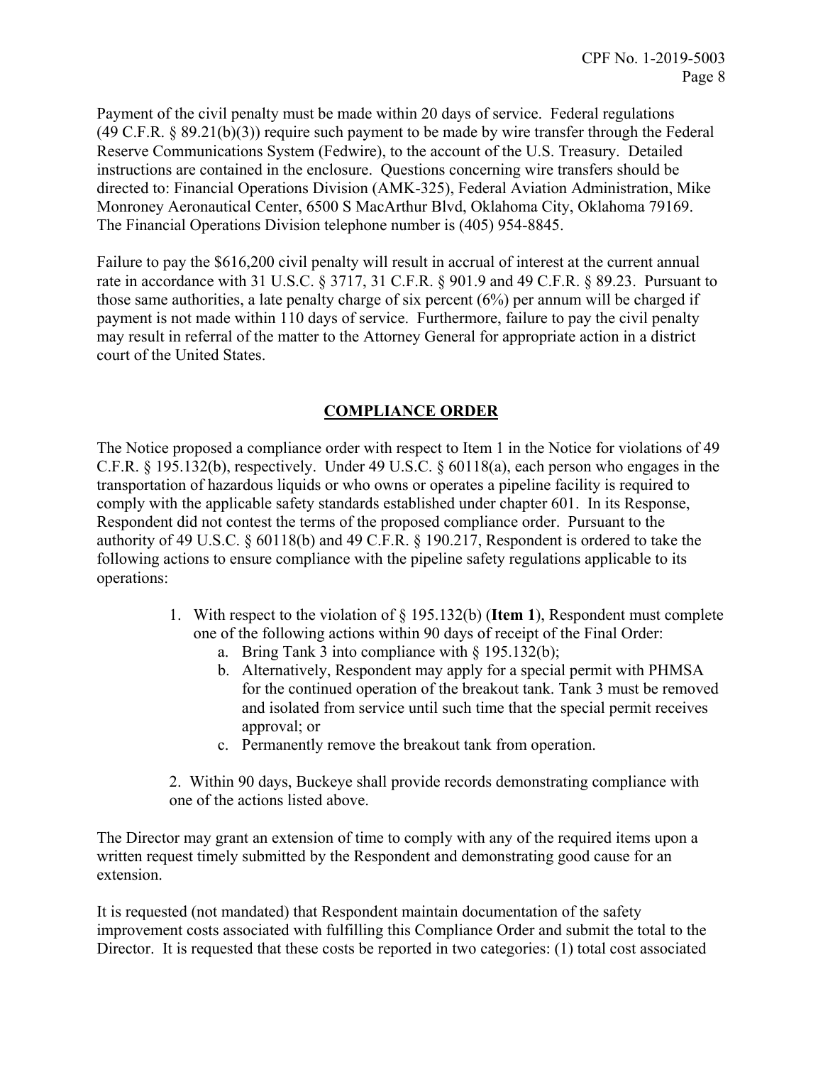Payment of the civil penalty must be made within 20 days of service. Federal regulations (49 C.F.R. § 89.21(b)(3)) require such payment to be made by wire transfer through the Federal Reserve Communications System (Fedwire), to the account of the U.S. Treasury. Detailed instructions are contained in the enclosure. Questions concerning wire transfers should be directed to: Financial Operations Division (AMK-325), Federal Aviation Administration, Mike Monroney Aeronautical Center, 6500 S MacArthur Blvd, Oklahoma City, Oklahoma 79169. The Financial Operations Division telephone number is (405) 954-8845.

Failure to pay the $616,200 civil penalty will result in accrual of interest at the current annual rate in accordance with 31 U.S.C. § 3717, 31 C.F.R. § 901.9 and 49 C.F.R. § 89.23. Pursuant to those same authorities, a late penalty charge of six percent (6%) per annum will be charged if payment is not made within 110 days of service. Furthermore, failure to pay the civil penalty may result in referral of the matter to the Attorney General for appropriate action in a district court of the United States.

## COMPLIANCE ORDER

The Notice proposed a compliance order with respect to Item 1 in the Notice for violations of 49 C.F.R. § 195.132(b), respectively. Under 49 U.S.C. § 60118(a), each person who engages in the transportation of hazardous liquids or who owns or operates a pipeline facility is required to comply with the applicable safety standards established under chapter 601. In its Response, Respondent did not contest the terms of the proposed compliance order. Pursuant to the authority of 49 U.S.C. § 60118(b) and 49 C.F.R. § 190.217, Respondent is ordered to take the following actions to ensure compliance with the pipeline safety regulations applicable to its operations:

1. With respect to the violation of § 195.132(b) (**Item 1**), Respondent must complete one of the following actions within 90 days of receipt of the Final Order:
   a. Bring Tank 3 into compliance with § 195.132(b);
   b. Alternatively, Respondent may apply for a special permit with PHMSA for the continued operation of the breakout tank. Tank 3 must be removed and isolated from service until such time that the special permit receives approval; or
   c. Permanently remove the breakout tank from operation.

2. Within 90 days, Buckeye shall provide records demonstrating compliance with one of the actions listed above.

The Director may grant an extension of time to comply with any of the required items upon a written request timely submitted by the Respondent and demonstrating good cause for an extension.

It is requested (not mandated) that Respondent maintain documentation of the safety improvement costs associated with fulfilling this Compliance Order and submit the total to the Director. It is requested that these costs be reported in two categories: (1) total cost associated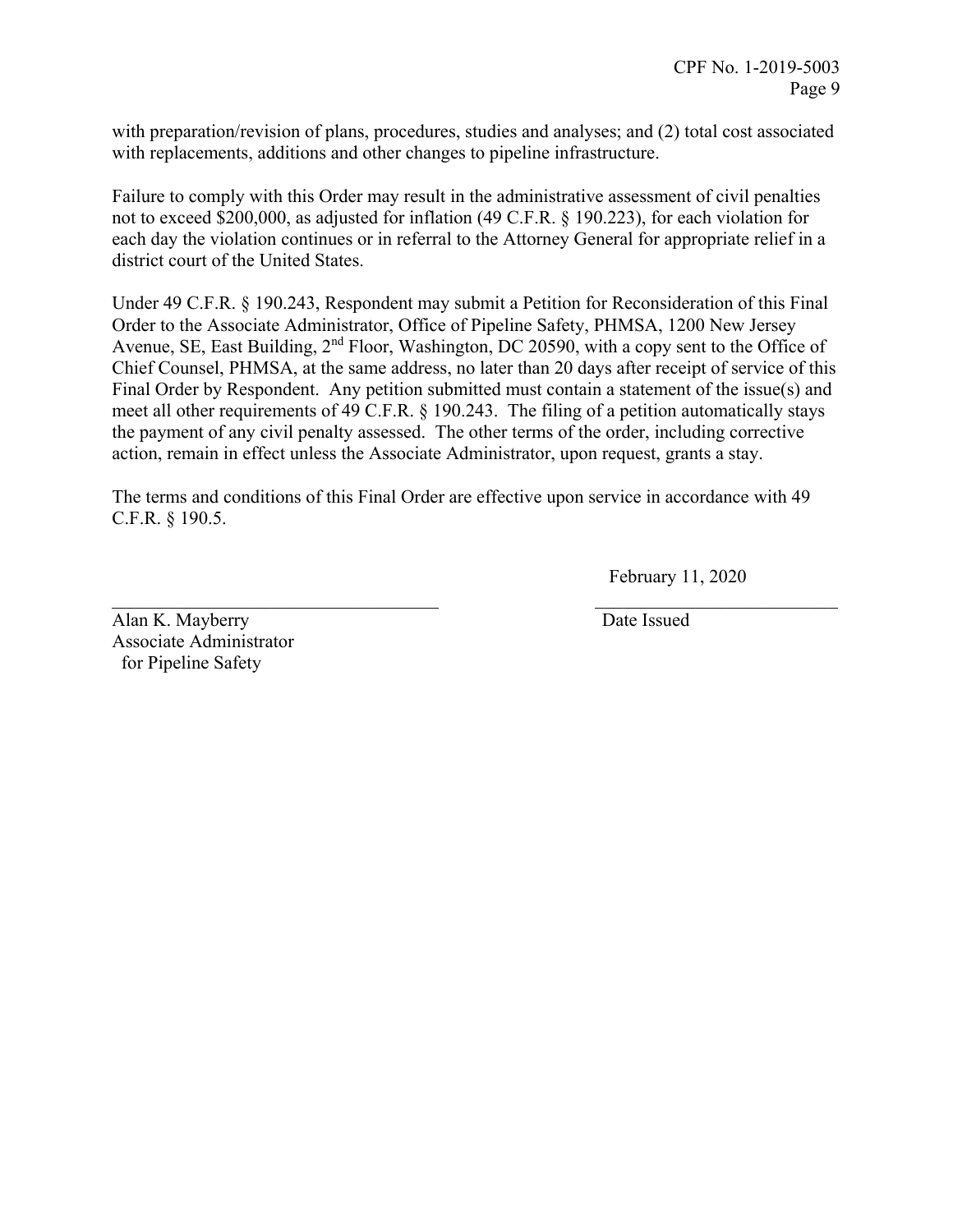with preparation/revision of plans, procedures, studies and analyses; and (2) total cost associated with replacements, additions and other changes to pipeline infrastructure.

Failure to comply with this Order may result in the administrative assessment of civil penalties not to exceed $200,000, as adjusted for inflation (49 C.F.R. § 190.223), for each violation for each day the violation continues or in referral to the Attorney General for appropriate relief in a district court of the United States.

Under 49 C.F.R. § 190.243, Respondent may submit a Petition for Reconsideration of this Final Order to the Associate Administrator, Office of Pipeline Safety, PHMSA, 1200 New Jersey Avenue, SE, East Building, 2nd Floor, Washington, DC 20590, with a copy sent to the Office of Chief Counsel, PHMSA, at the same address, no later than 20 days after receipt of service of this Final Order by Respondent. Any petition submitted must contain a statement of the issue(s) and meet all other requirements of 49 C.F.R. § 190.243. The filing of a petition automatically stays the payment of any civil penalty assessed. The other terms of the order, including corrective action, remain in effect unless the Associate Administrator, upon request, grants a stay.

The terms and conditions of this Final Order are effective upon service in accordance with 49 C.F.R. § 190.5.

\_\_\_\_\_\_\_\_\_\_\_\_\_\_\_\_\_\_\_\_\_\_\_\_\_\_\_\_\_\_\_\_\_\_

Alan K. Mayberry
Associate Administrator
for Pipeline Safety

February 11, 2020

\_\_\_\_\_\_\_\_\_\_\_\_\_\_\_\_\_\_\_\_\_\_\_\_\_\_\_\_\_\_\_\_\_\_

Date Issued